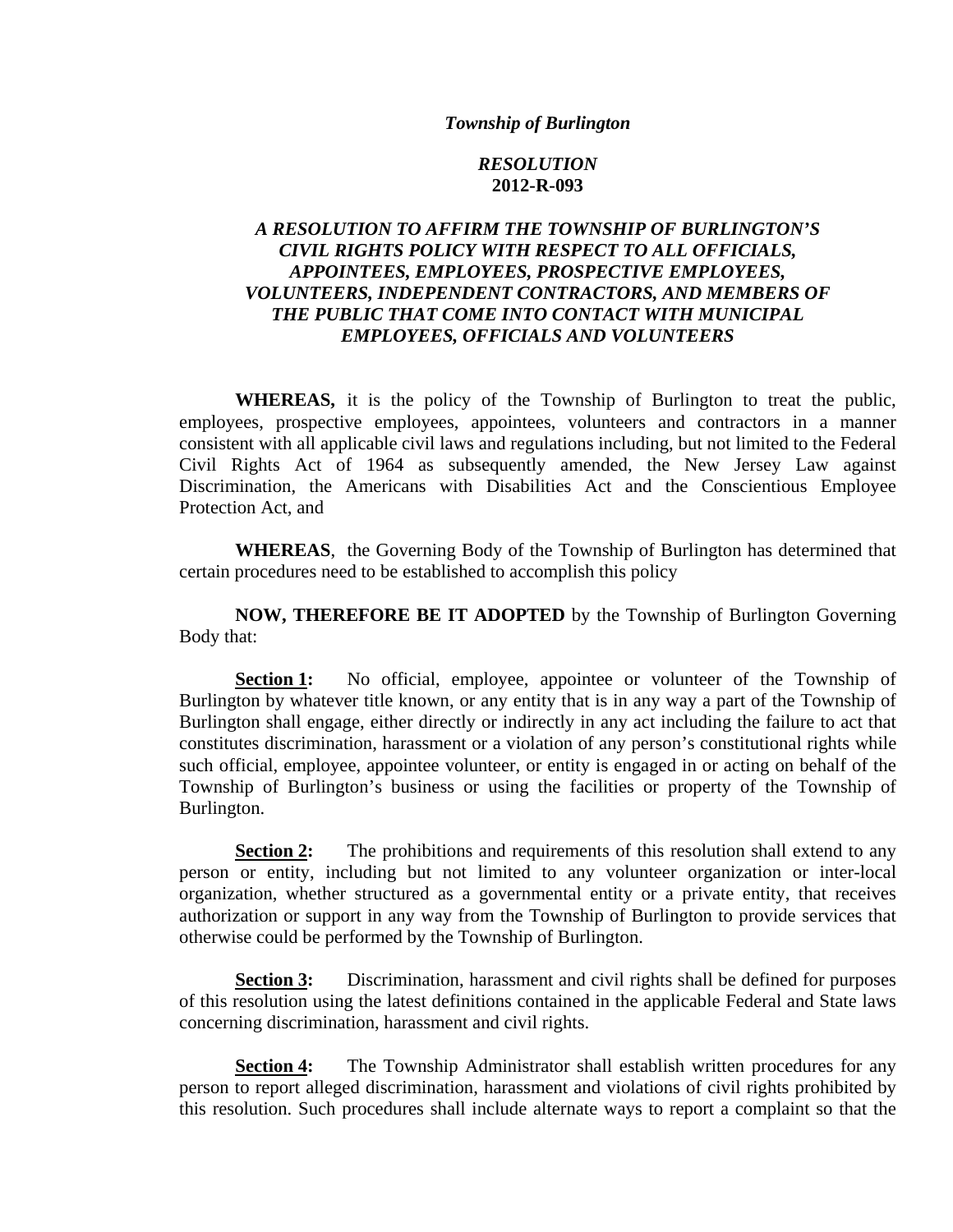***Township of Burlington***

***RESOLUTION***
**2012-R-093**

***A RESOLUTION TO AFFIRM THE TOWNSHIP OF BURLINGTON'S CIVIL RIGHTS POLICY WITH RESPECT TO ALL OFFICIALS, APPOINTEES, EMPLOYEES, PROSPECTIVE EMPLOYEES, VOLUNTEERS, INDEPENDENT CONTRACTORS, AND MEMBERS OF THE PUBLIC THAT COME INTO CONTACT WITH MUNICIPAL EMPLOYEES, OFFICIALS AND VOLUNTEERS***

**WHEREAS,** it is the policy of the Township of Burlington to treat the public, employees, prospective employees, appointees, volunteers and contractors in a manner consistent with all applicable civil laws and regulations including, but not limited to the Federal Civil Rights Act of 1964 as subsequently amended, the New Jersey Law against Discrimination, the Americans with Disabilities Act and the Conscientious Employee Protection Act, and

**WHEREAS**, the Governing Body of the Township of Burlington has determined that certain procedures need to be established to accomplish this policy

**NOW, THEREFORE BE IT ADOPTED** by the Township of Burlington Governing Body that:

**Section 1:** No official, employee, appointee or volunteer of the Township of Burlington by whatever title known, or any entity that is in any way a part of the Township of Burlington shall engage, either directly or indirectly in any act including the failure to act that constitutes discrimination, harassment or a violation of any person's constitutional rights while such official, employee, appointee volunteer, or entity is engaged in or acting on behalf of the Township of Burlington's business or using the facilities or property of the Township of Burlington.

**Section 2:** The prohibitions and requirements of this resolution shall extend to any person or entity, including but not limited to any volunteer organization or inter-local organization, whether structured as a governmental entity or a private entity, that receives authorization or support in any way from the Township of Burlington to provide services that otherwise could be performed by the Township of Burlington.

**Section 3:** Discrimination, harassment and civil rights shall be defined for purposes of this resolution using the latest definitions contained in the applicable Federal and State laws concerning discrimination, harassment and civil rights.

**Section 4:** The Township Administrator shall establish written procedures for any person to report alleged discrimination, harassment and violations of civil rights prohibited by this resolution. Such procedures shall include alternate ways to report a complaint so that the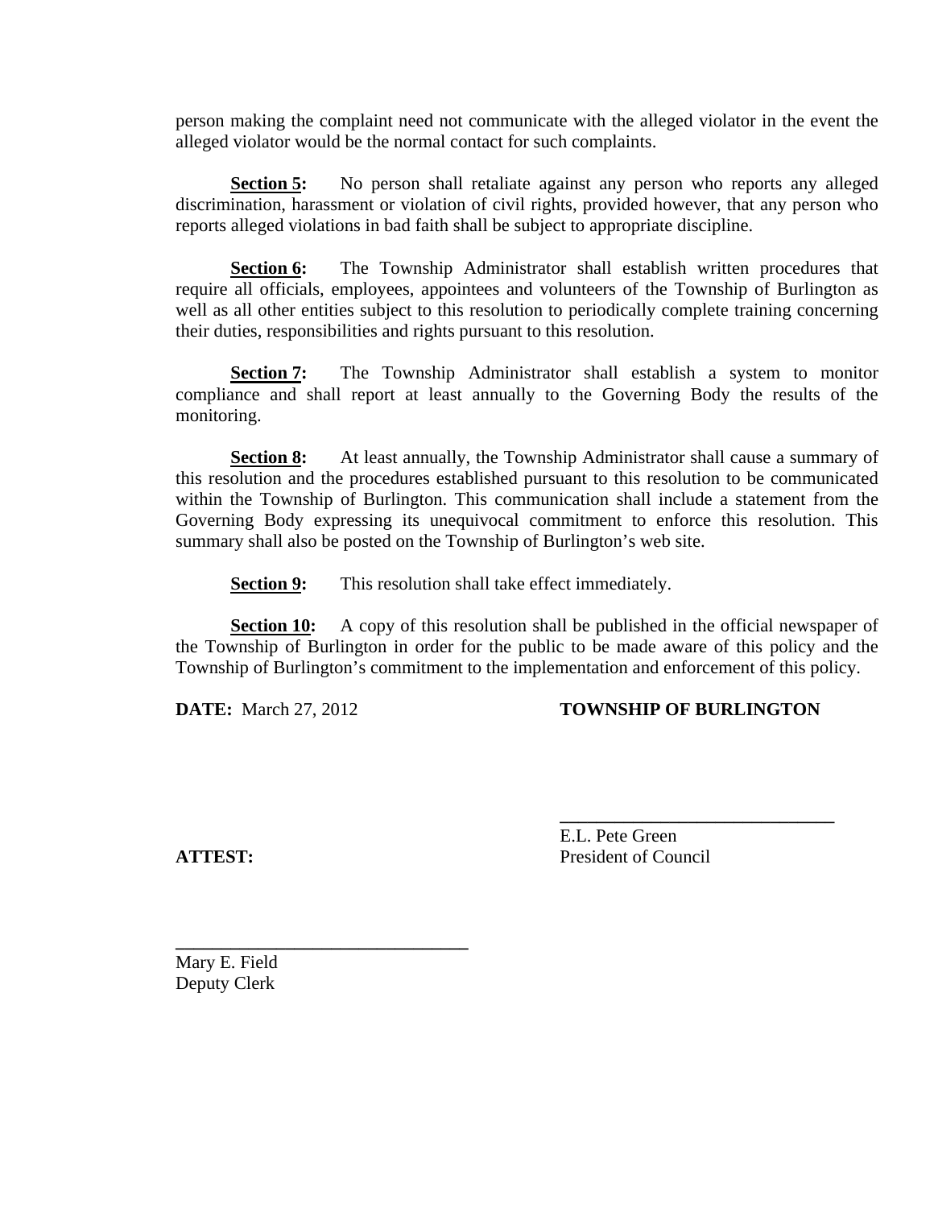person making the complaint need not communicate with the alleged violator in the event the alleged violator would be the normal contact for such complaints.

**<u>Section 5</u>:** No person shall retaliate against any person who reports any alleged discrimination, harassment or violation of civil rights, provided however, that any person who reports alleged violations in bad faith shall be subject to appropriate discipline.

**<u>Section 6</u>:** The Township Administrator shall establish written procedures that require all officials, employees, appointees and volunteers of the Township of Burlington as well as all other entities subject to this resolution to periodically complete training concerning their duties, responsibilities and rights pursuant to this resolution.

**<u>Section 7</u>:** The Township Administrator shall establish a system to monitor compliance and shall report at least annually to the Governing Body the results of the monitoring.

**<u>Section 8</u>:** At least annually, the Township Administrator shall cause a summary of this resolution and the procedures established pursuant to this resolution to be communicated within the Township of Burlington. This communication shall include a statement from the Governing Body expressing its unequivocal commitment to enforce this resolution. This summary shall also be posted on the Township of Burlington's web site.

**<u>Section 9</u>:** This resolution shall take effect immediately.

**<u>Section 10</u>:** A copy of this resolution shall be published in the official newspaper of the Township of Burlington in order for the public to be made aware of this policy and the Township of Burlington's commitment to the implementation and enforcement of this policy.

**DATE:** March 27, 2012

**TOWNSHIP OF BURLINGTON**

\_\_\_\_\_\_\_\_\_\_\_\_\_\_\_\_\_\_\_\_\_\_\_\_\_\_\_\_\_\_

E.L. Pete Green
President of Council

**ATTEST:**

\_\_\_\_\_\_\_\_\_\_\_\_\_\_\_\_\_\_\_\_\_\_\_\_\_\_\_\_\_\_

Mary E. Field
Deputy Clerk